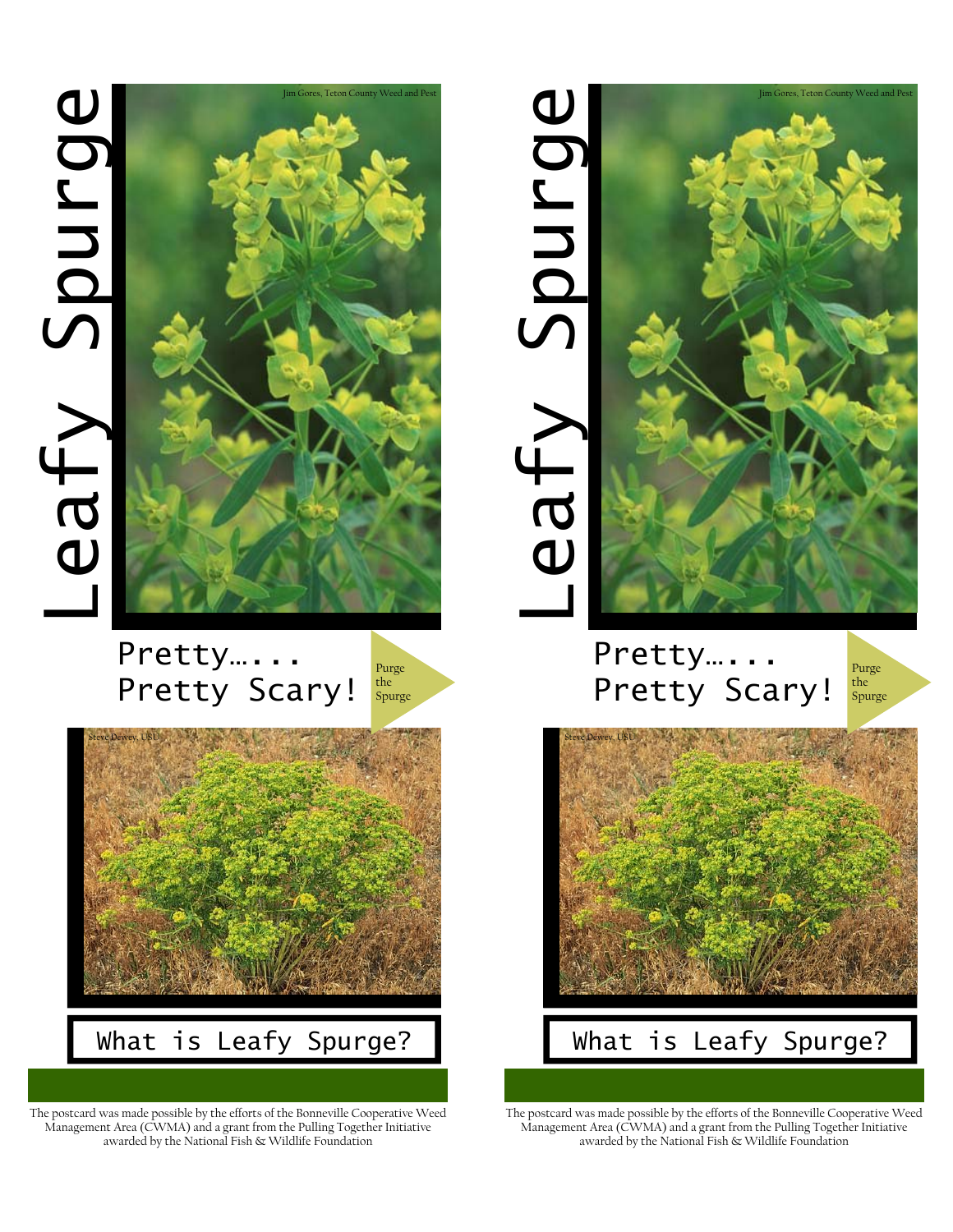# Leafy Spurge

Jim Gores, Teton County Weed and Pest

Pretty…...
Pretty Scary!

Purge the Spurge

Steve Dewey, USU

## What is Leafy Spurge?

The postcard was made possible by the efforts of the Bonneville Cooperative Weed Management Area (CWMA) and a grant from the Pulling Together Initiative awarded by the National Fish & Wildlife Foundation

# Leafy Spurge

Jim Gores, Teton County Weed and Pest

Pretty…...
Pretty Scary!

Purge the Spurge

Steve Dewey, USU

## What is Leafy Spurge?

The postcard was made possible by the efforts of the Bonneville Cooperative Weed Management Area (CWMA) and a grant from the Pulling Together Initiative awarded by the National Fish & Wildlife Foundation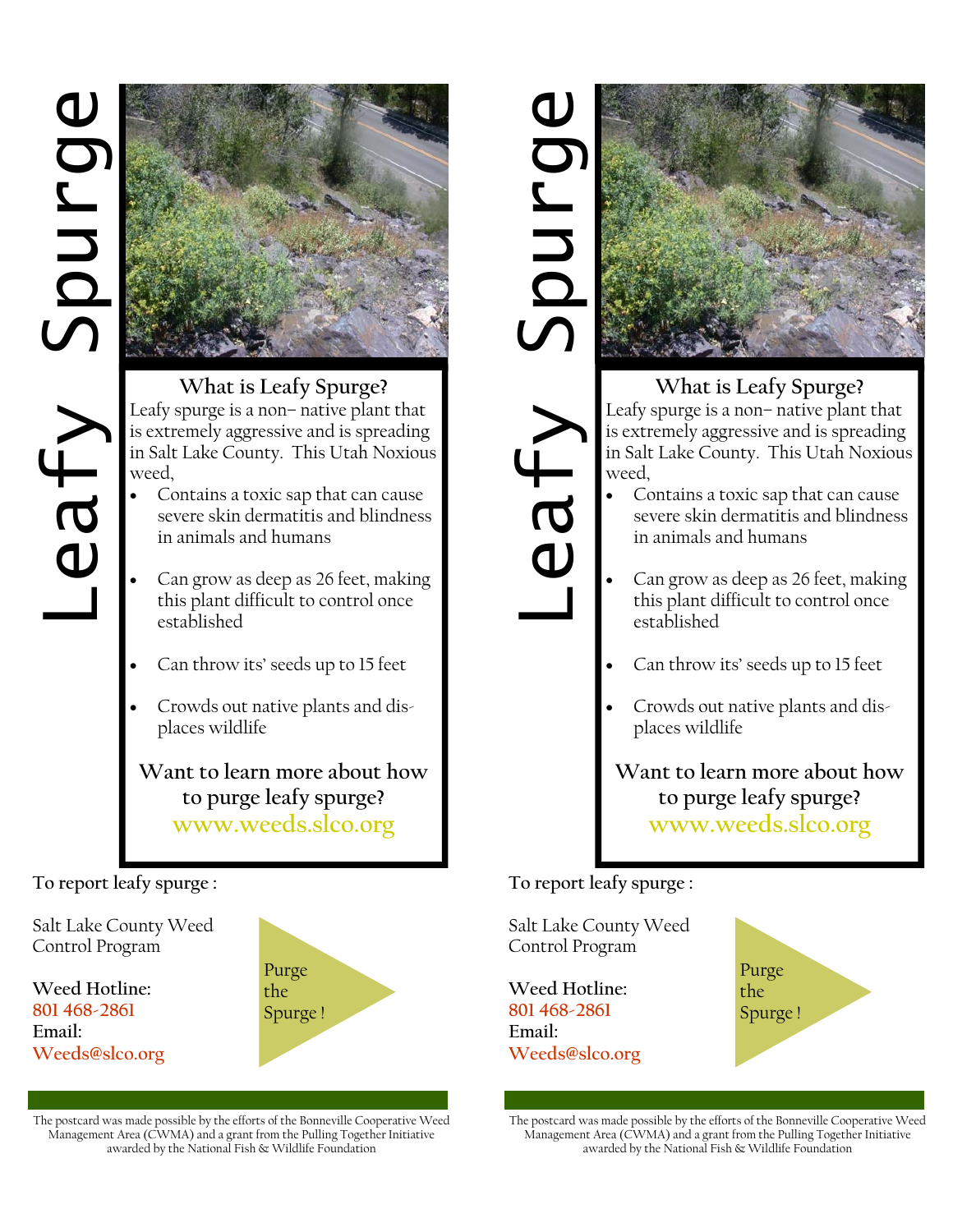# Leafy Spurge

## What is Leafy Spurge?

Leafy spurge is a non– native plant that is extremely aggressive and is spreading in Salt Lake County. This Utah Noxious weed,

- Contains a toxic sap that can cause severe skin dermatitis and blindness in animals and humans
- Can grow as deep as 26 feet, making this plant difficult to control once established
- Can throw its' seeds up to 15 feet
- Crowds out native plants and displaces wildlife

**Want to learn more about how to purge leafy spurge?**

www.weeds.slco.org

To report leafy spurge :

Salt Lake County Weed Control Program

**Weed Hotline:**
801 468-2861
**Email:**
Weeds@slco.org

Purge the Spurge !

The postcard was made possible by the efforts of the Bonneville Cooperative Weed Management Area (CWMA) and a grant from the Pulling Together Initiative awarded by the National Fish & Wildlife Foundation

# Leafy Spurge

## What is Leafy Spurge?

Leafy spurge is a non– native plant that is extremely aggressive and is spreading in Salt Lake County. This Utah Noxious weed,

- Contains a toxic sap that can cause severe skin dermatitis and blindness in animals and humans
- Can grow as deep as 26 feet, making this plant difficult to control once established
- Can throw its' seeds up to 15 feet
- Crowds out native plants and displaces wildlife

**Want to learn more about how to purge leafy spurge?**

www.weeds.slco.org

To report leafy spurge :

Salt Lake County Weed Control Program

**Weed Hotline:**
801 468-2861
**Email:**
Weeds@slco.org

Purge the Spurge !

The postcard was made possible by the efforts of the Bonneville Cooperative Weed Management Area (CWMA) and a grant from the Pulling Together Initiative awarded by the National Fish & Wildlife Foundation